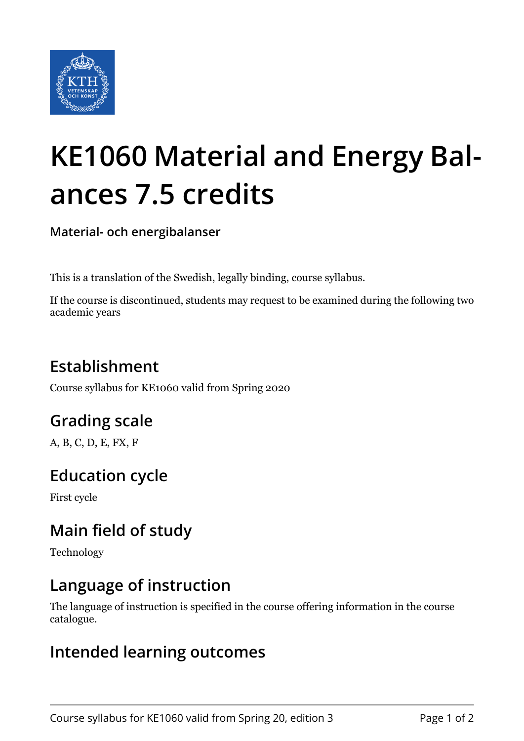# KE1060 Material and Energy Balances 7.5 credits

**Material- och energibalanser**

This is a translation of the Swedish, legally binding, course syllabus.

If the course is discontinued, students may request to be examined during the following two academic years

## Establishment

Course syllabus for KE1060 valid from Spring 2020

## Grading scale

A, B, C, D, E, FX, F

## Education cycle

First cycle

## Main field of study

Technology

## Language of instruction

The language of instruction is specified in the course offering information in the course catalogue.

## Intended learning outcomes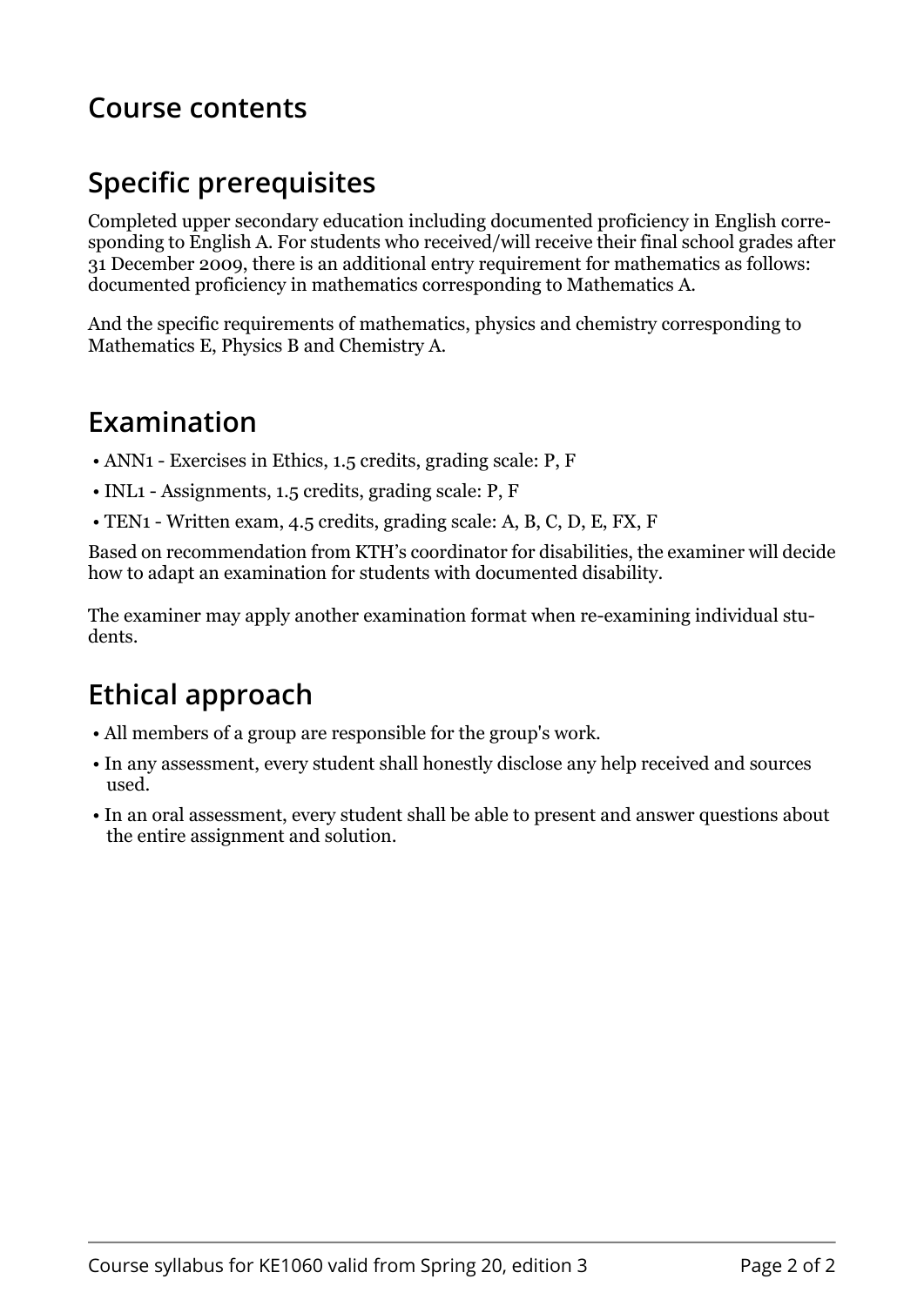## Course contents

## Specific prerequisites

Completed upper secondary education including documented proficiency in English corresponding to English A. For students who received/will receive their final school grades after 31 December 2009, there is an additional entry requirement for mathematics as follows: documented proficiency in mathematics corresponding to Mathematics A.

And the specific requirements of mathematics, physics and chemistry corresponding to Mathematics E, Physics B and Chemistry A.

## Examination

- ANN1 - Exercises in Ethics, 1.5 credits, grading scale: P, F
- INL1 - Assignments, 1.5 credits, grading scale: P, F
- TEN1 - Written exam, 4.5 credits, grading scale: A, B, C, D, E, FX, F

Based on recommendation from KTH's coordinator for disabilities, the examiner will decide how to adapt an examination for students with documented disability.

The examiner may apply another examination format when re-examining individual students.

## Ethical approach

- All members of a group are responsible for the group's work.
- In any assessment, every student shall honestly disclose any help received and sources used.
- In an oral assessment, every student shall be able to present and answer questions about the entire assignment and solution.